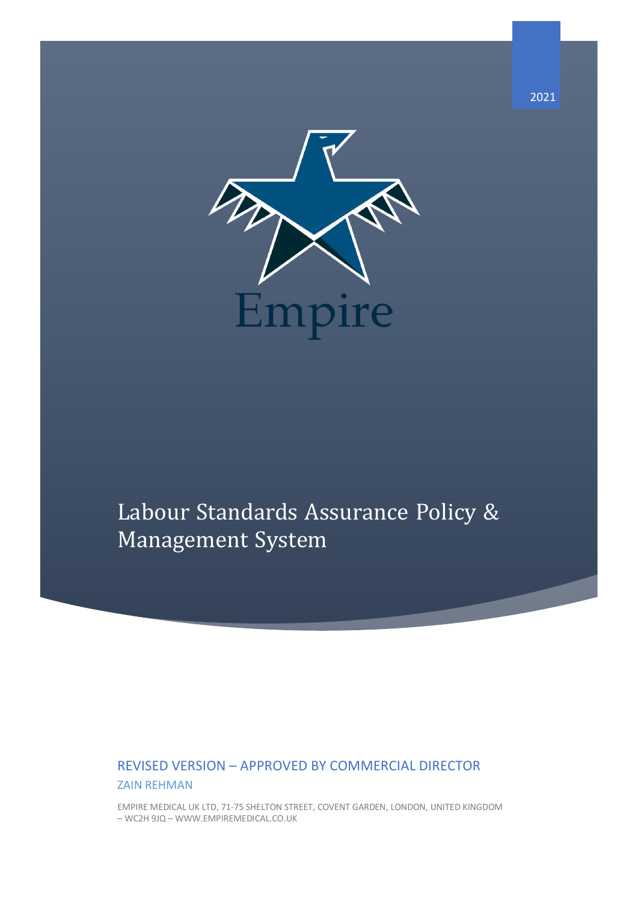2021

Empire

# Labour Standards Assurance Policy & Management System

## REVISED VERSION – APPROVED BY COMMERCIAL DIRECTOR

ZAIN REHMAN

EMPIRE MEDICAL UK LTD, 71-75 SHELTON STREET, COVENT GARDEN, LONDON, UNITED KINGDOM – WC2H 9JQ – WWW.EMPIREMEDICAL.CO.UK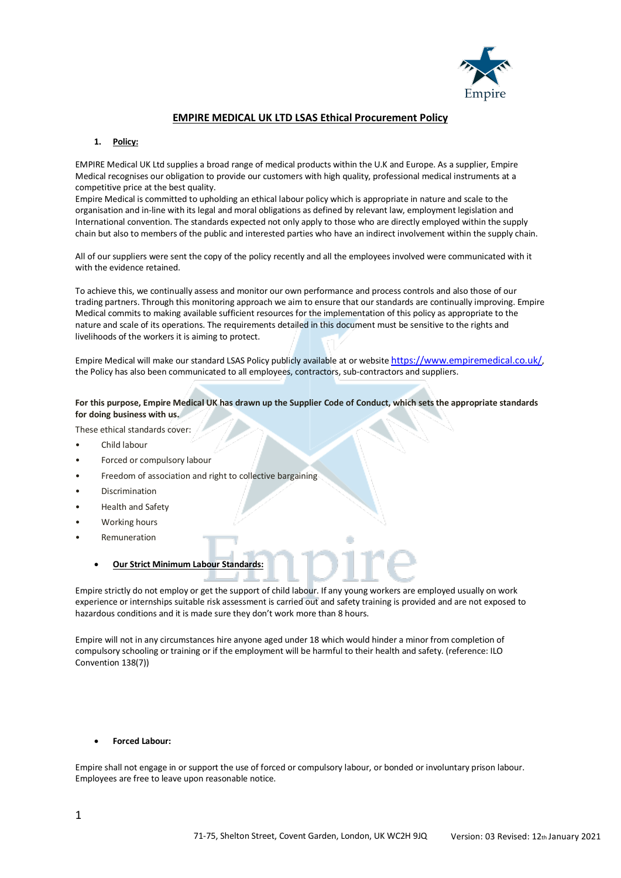# EMPIRE MEDICAL UK LTD LSAS Ethical Procurement Policy

## 1. Policy:

EMPIRE Medical UK Ltd supplies a broad range of medical products within the U.K and Europe. As a supplier, Empire Medical recognises our obligation to provide our customers with high quality, professional medical instruments at a competitive price at the best quality.
Empire Medical is committed to upholding an ethical labour policy which is appropriate in nature and scale to the organisation and in-line with its legal and moral obligations as defined by relevant law, employment legislation and International convention. The standards expected not only apply to those who are directly employed within the supply chain but also to members of the public and interested parties who have an indirect involvement within the supply chain.

All of our suppliers were sent the copy of the policy recently and all the employees involved were communicated with it with the evidence retained.

To achieve this, we continually assess and monitor our own performance and process controls and also those of our trading partners. Through this monitoring approach we aim to ensure that our standards are continually improving. Empire Medical commits to making available sufficient resources for the implementation of this policy as appropriate to the nature and scale of its operations. The requirements detailed in this document must be sensitive to the rights and livelihoods of the workers it is aiming to protect.

Empire Medical will make our standard LSAS Policy publicly available at or website https://www.empiremedical.co.uk/, the Policy has also been communicated to all employees, contractors, sub-contractors and suppliers.

**For this purpose, Empire Medical UK has drawn up the Supplier Code of Conduct, which sets the appropriate standards for doing business with us.**

These ethical standards cover:

- Child labour
- Forced or compulsory labour
- Freedom of association and right to collective bargaining
- Discrimination
- Health and Safety
- Working hours
- Remuneration

- **Our Strict Minimum Labour Standards:**

Empire strictly do not employ or get the support of child labour. If any young workers are employed usually on work experience or internships suitable risk assessment is carried out and safety training is provided and are not exposed to hazardous conditions and it is made sure they don't work more than 8 hours.

Empire will not in any circumstances hire anyone aged under 18 which would hinder a minor from completion of compulsory schooling or training or if the employment will be harmful to their health and safety. (reference: ILO Convention 138(7))

- **Forced Labour:**

Empire shall not engage in or support the use of forced or compulsory labour, or bonded or involuntary prison labour. Employees are free to leave upon reasonable notice.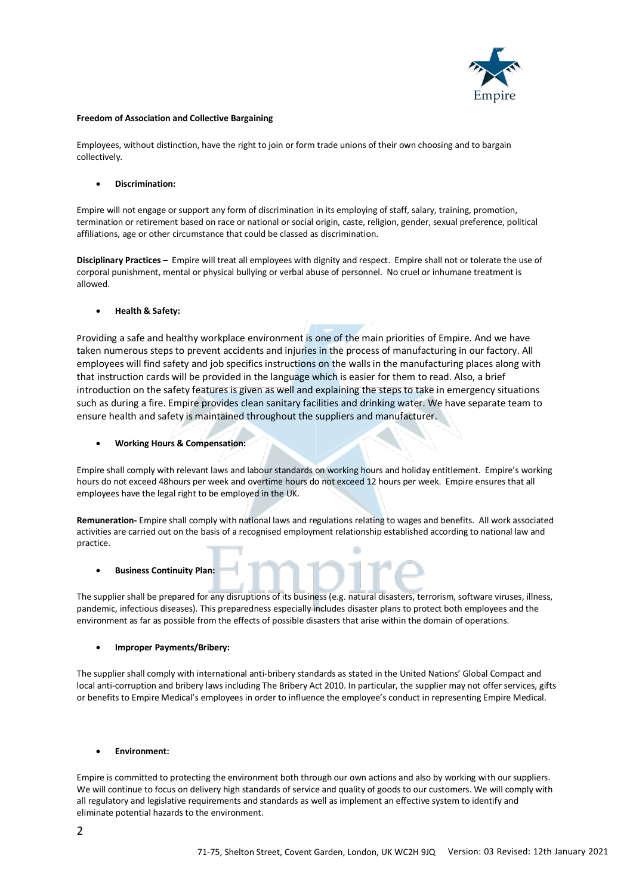**Freedom of Association and Collective Bargaining**

Employees, without distinction, have the right to join or form trade unions of their own choosing and to bargain collectively.

- **Discrimination:**

Empire will not engage or support any form of discrimination in its employing of staff, salary, training, promotion, termination or retirement based on race or national or social origin, caste, religion, gender, sexual preference, political affiliations, age or other circumstance that could be classed as discrimination.

**Disciplinary Practices** – Empire will treat all employees with dignity and respect. Empire shall not or tolerate the use of corporal punishment, mental or physical bullying or verbal abuse of personnel. No cruel or inhumane treatment is allowed.

- **Health & Safety:**

Providing a safe and healthy workplace environment is one of the main priorities of Empire. And we have taken numerous steps to prevent accidents and injuries in the process of manufacturing in our factory. All employees will find safety and job specifics instructions on the walls in the manufacturing places along with that instruction cards will be provided in the language which is easier for them to read. Also, a brief introduction on the safety features is given as well and explaining the steps to take in emergency situations such as during a fire. Empire provides clean sanitary facilities and drinking water. We have separate team to ensure health and safety is maintained throughout the suppliers and manufacturer.

- **Working Hours & Compensation:**

Empire shall comply with relevant laws and labour standards on working hours and holiday entitlement. Empire's working hours do not exceed 48hours per week and overtime hours do not exceed 12 hours per week. Empire ensures that all employees have the legal right to be employed in the UK.

**Remuneration-** Empire shall comply with national laws and regulations relating to wages and benefits. All work associated activities are carried out on the basis of a recognised employment relationship established according to national law and practice.

- **Business Continuity Plan:**

The supplier shall be prepared for any disruptions of its business (e.g. natural disasters, terrorism, software viruses, illness, pandemic, infectious diseases). This preparedness especially includes disaster plans to protect both employees and the environment as far as possible from the effects of possible disasters that arise within the domain of operations.

- **Improper Payments/Bribery:**

The supplier shall comply with international anti-bribery standards as stated in the United Nations' Global Compact and local anti-corruption and bribery laws including The Bribery Act 2010. In particular, the supplier may not offer services, gifts or benefits to Empire Medical's employees in order to influence the employee's conduct in representing Empire Medical.

- **Environment:**

Empire is committed to protecting the environment both through our own actions and also by working with our suppliers. We will continue to focus on delivery high standards of service and quality of goods to our customers. We will comply with all regulatory and legislative requirements and standards as well as implement an effective system to identify and eliminate potential hazards to the environment.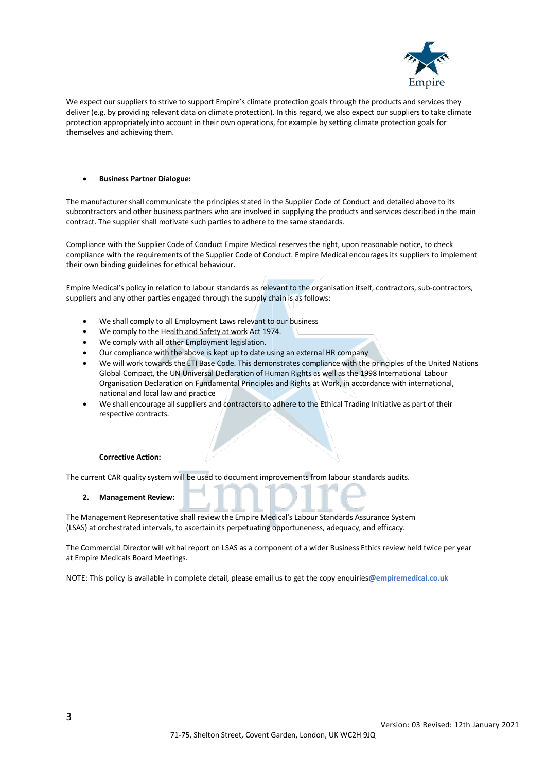We expect our suppliers to strive to support Empire's climate protection goals through the products and services they deliver (e.g. by providing relevant data on climate protection). In this regard, we also expect our suppliers to take climate protection appropriately into account in their own operations, for example by setting climate protection goals for themselves and achieving them.

- **Business Partner Dialogue:**

The manufacturer shall communicate the principles stated in the Supplier Code of Conduct and detailed above to its subcontractors and other business partners who are involved in supplying the products and services described in the main contract. The supplier shall motivate such parties to adhere to the same standards.

Compliance with the Supplier Code of Conduct Empire Medical reserves the right, upon reasonable notice, to check compliance with the requirements of the Supplier Code of Conduct. Empire Medical encourages its suppliers to implement their own binding guidelines for ethical behaviour.

Empire Medical's policy in relation to labour standards as relevant to the organisation itself, contractors, sub-contractors, suppliers and any other parties engaged through the supply chain is as follows:

- We shall comply to all Employment Laws relevant to our business
- We comply to the Health and Safety at work Act 1974.
- We comply with all other Employment legislation.
- Our compliance with the above is kept up to date using an external HR company
- We will work towards the ETI Base Code. This demonstrates compliance with the principles of the United Nations Global Compact, the UN Universal Declaration of Human Rights as well as the 1998 International Labour Organisation Declaration on Fundamental Principles and Rights at Work, in accordance with international, national and local law and practice
- We shall encourage all suppliers and contractors to adhere to the Ethical Trading Initiative as part of their respective contracts.

**Corrective Action:**

The current CAR quality system will be used to document improvements from labour standards audits.

**2. Management Review:**

The Management Representative shall review the Empire Medical's Labour Standards Assurance System (LSAS) at orchestrated intervals, to ascertain its perpetuating opportuneness, adequacy, and efficacy.

The Commercial Director will withal report on LSAS as a component of a wider Business Ethics review held twice per year at Empire Medicals Board Meetings.

NOTE: This policy is available in complete detail, please email us to get the copy enquiries**@empiremedical.co.uk**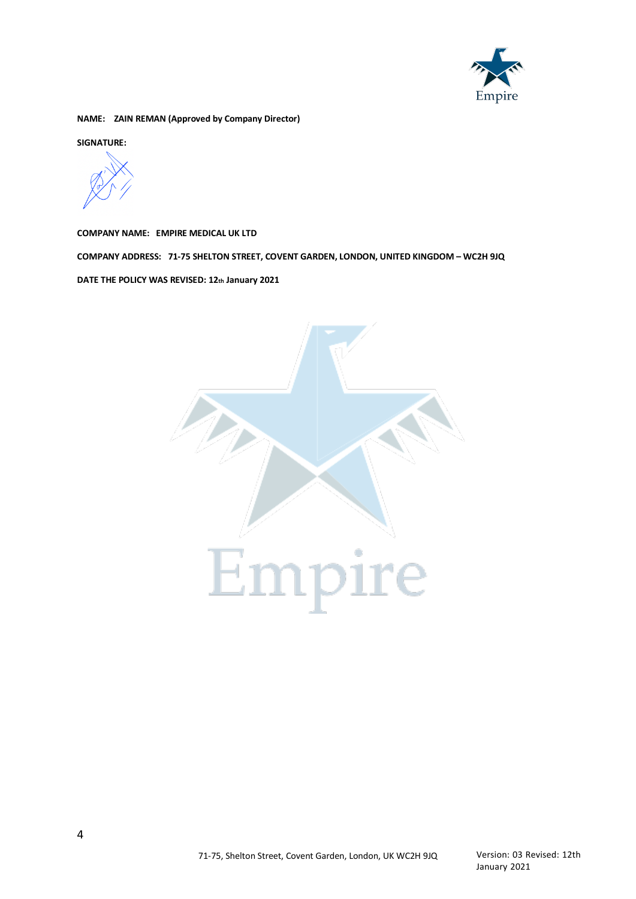**NAME: ZAIN REMAN (Approved by Company Director)**

**SIGNATURE:**

**COMPANY NAME: EMPIRE MEDICAL UK LTD**

**COMPANY ADDRESS: 71-75 SHELTON STREET, COVENT GARDEN, LONDON, UNITED KINGDOM – WC2H 9JQ**

**DATE THE POLICY WAS REVISED: 12th January 2021**